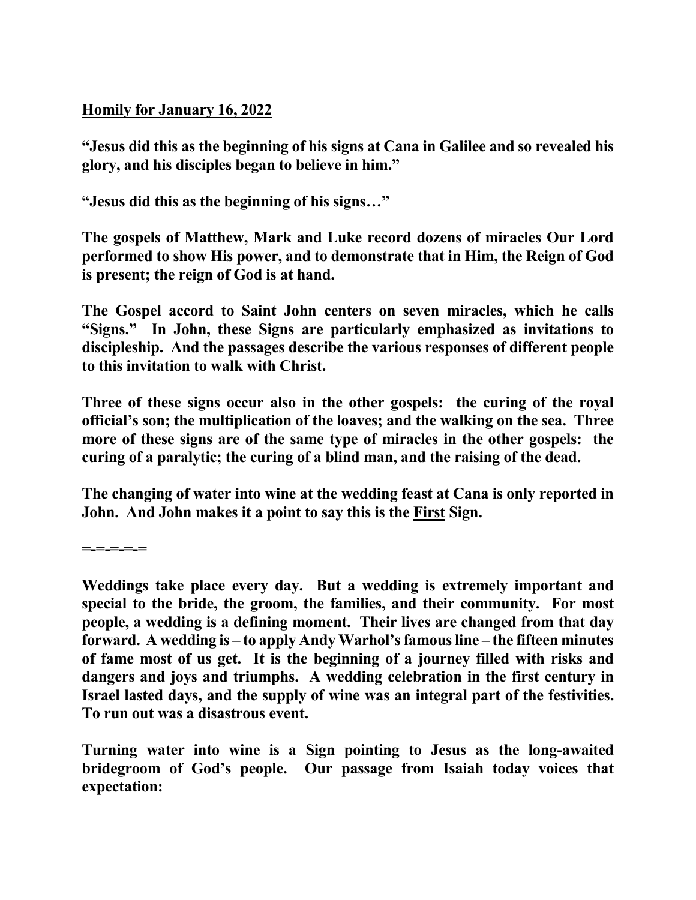**<u>Homily for January 16, 2022</u>**

**"Jesus did this as the beginning of his signs at Cana in Galilee and so revealed his glory, and his disciples began to believe in him."**

**"Jesus did this as the beginning of his signs…"**

**The gospels of Matthew, Mark and Luke record dozens of miracles Our Lord performed to show His power, and to demonstrate that in Him, the Reign of God is present; the reign of God is at hand.**

**The Gospel accord to Saint John centers on seven miracles, which he calls "Signs." In John, these Signs are particularly emphasized as invitations to discipleship. And the passages describe the various responses of different people to this invitation to walk with Christ.**

**Three of these signs occur also in the other gospels: the curing of the royal official's son; the multiplication of the loaves; and the walking on the sea. Three more of these signs are of the same type of miracles in the other gospels: the curing of a paralytic; the curing of a blind man, and the raising of the dead.**

**The changing of water into wine at the wedding feast at Cana is only reported in John. And John makes it a point to say this is the <u>First</u> Sign.**

**=-=-=-=-=**

**Weddings take place every day. But a wedding is extremely important and special to the bride, the groom, the families, and their community. For most people, a wedding is a defining moment. Their lives are changed from that day forward. A wedding is – to apply Andy Warhol's famous line – the fifteen minutes of fame most of us get. It is the beginning of a journey filled with risks and dangers and joys and triumphs. A wedding celebration in the first century in Israel lasted days, and the supply of wine was an integral part of the festivities. To run out was a disastrous event.**

**Turning water into wine is a Sign pointing to Jesus as the long-awaited bridegroom of God's people. Our passage from Isaiah today voices that expectation:**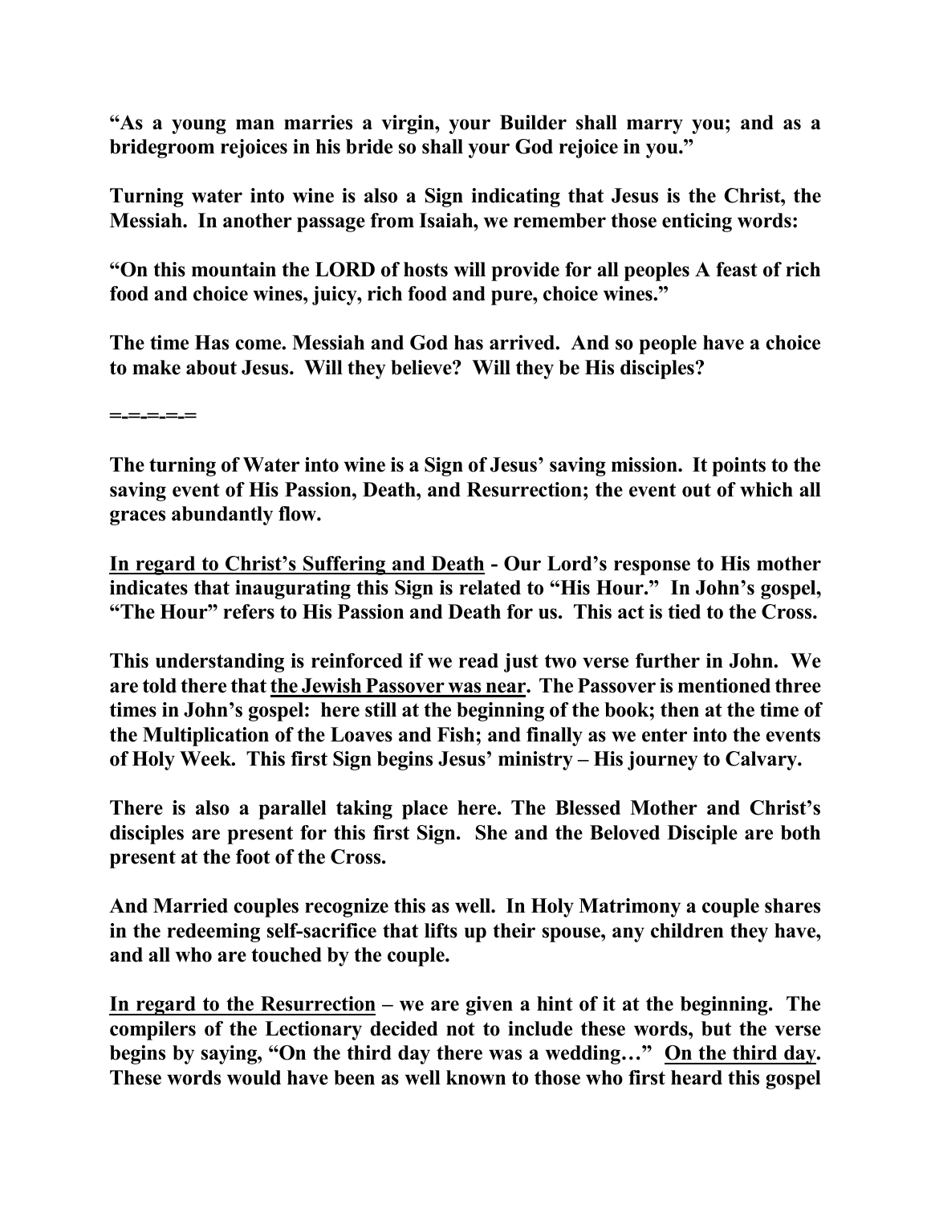**"As a young man marries a virgin, your Builder shall marry you; and as a bridegroom rejoices in his bride so shall your God rejoice in you."**

**Turning water into wine is also a Sign indicating that Jesus is the Christ, the Messiah. In another passage from Isaiah, we remember those enticing words:**

**"On this mountain the LORD of hosts will provide for all peoples A feast of rich food and choice wines, juicy, rich food and pure, choice wines."**

**The time Has come. Messiah and God has arrived. And so people have a choice to make about Jesus. Will they believe? Will they be His disciples?**

**=-=-=-=-=**

**The turning of Water into wine is a Sign of Jesus' saving mission. It points to the saving event of His Passion, Death, and Resurrection; the event out of which all graces abundantly flow.**

**<u>In regard to Christ's Suffering and Death</u> - Our Lord's response to His mother indicates that inaugurating this Sign is related to "His Hour." In John's gospel, "The Hour" refers to His Passion and Death for us. This act is tied to the Cross.**

**This understanding is reinforced if we read just two verse further in John. We are told there that <u>the Jewish Passover was near</u>. The Passover is mentioned three times in John's gospel: here still at the beginning of the book; then at the time of the Multiplication of the Loaves and Fish; and finally as we enter into the events of Holy Week. This first Sign begins Jesus' ministry – His journey to Calvary.**

**There is also a parallel taking place here. The Blessed Mother and Christ's disciples are present for this first Sign. She and the Beloved Disciple are both present at the foot of the Cross.**

**And Married couples recognize this as well. In Holy Matrimony a couple shares in the redeeming self-sacrifice that lifts up their spouse, any children they have, and all who are touched by the couple.**

**<u>In regard to the Resurrection</u> – we are given a hint of it at the beginning. The compilers of the Lectionary decided not to include these words, but the verse begins by saying, "On the third day there was a wedding…" <u>On the third day</u>. These words would have been as well known to those who first heard this gospel**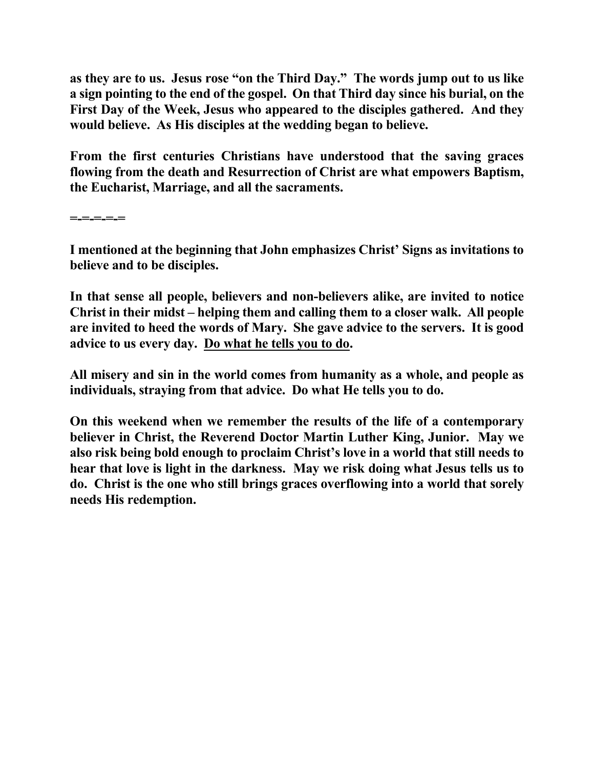**as they are to us. Jesus rose "on the Third Day." The words jump out to us like a sign pointing to the end of the gospel. On that Third day since his burial, on the First Day of the Week, Jesus who appeared to the disciples gathered. And they would believe. As His disciples at the wedding began to believe.**

**From the first centuries Christians have understood that the saving graces flowing from the death and Resurrection of Christ are what empowers Baptism, the Eucharist, Marriage, and all the sacraments.**

**=-=-=-=-=**

**I mentioned at the beginning that John emphasizes Christ' Signs as invitations to believe and to be disciples.**

**In that sense all people, believers and non-believers alike, are invited to notice Christ in their midst – helping them and calling them to a closer walk. All people are invited to heed the words of Mary. She gave advice to the servers. It is good advice to us every day. <u>Do what he tells you to do</u>.**

**All misery and sin in the world comes from humanity as a whole, and people as individuals, straying from that advice. Do what He tells you to do.**

**On this weekend when we remember the results of the life of a contemporary believer in Christ, the Reverend Doctor Martin Luther King, Junior. May we also risk being bold enough to proclaim Christ's love in a world that still needs to hear that love is light in the darkness. May we risk doing what Jesus tells us to do. Christ is the one who still brings graces overflowing into a world that sorely needs His redemption.**